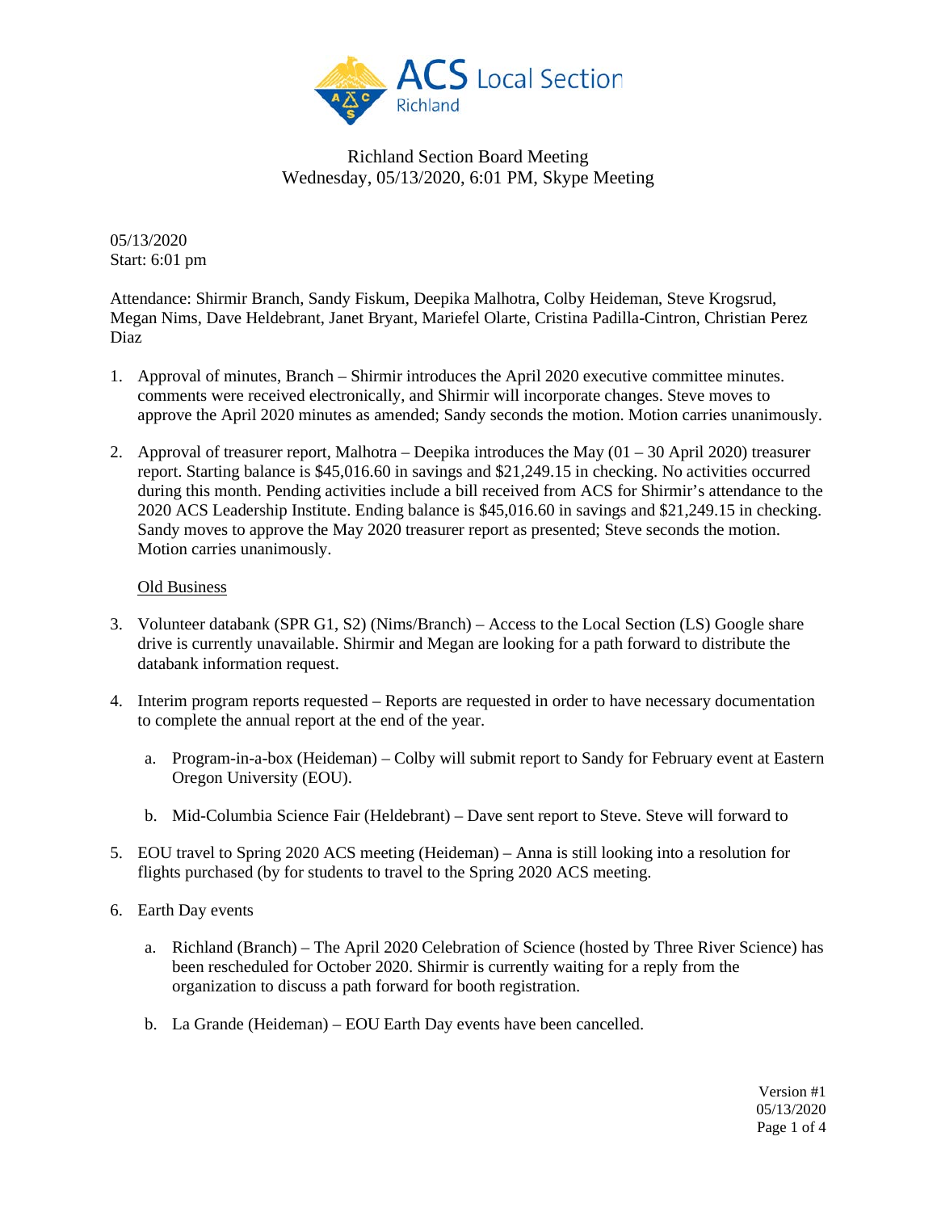Richland Section Board Meeting
Wednesday, 05/13/2020, 6:01 PM, Skype Meeting

05/13/2020
Start: 6:01 pm

Attendance: Shirmir Branch, Sandy Fiskum, Deepika Malhotra, Colby Heideman, Steve Krogsrud, Megan Nims, Dave Heldebrant, Janet Bryant, Mariefel Olarte, Cristina Padilla-Cintron, Christian Perez Diaz

1. Approval of minutes, Branch – Shirmir introduces the April 2020 executive committee minutes. comments were received electronically, and Shirmir will incorporate changes. Steve moves to approve the April 2020 minutes as amended; Sandy seconds the motion. Motion carries unanimously.

2. Approval of treasurer report, Malhotra – Deepika introduces the May (01 – 30 April 2020) treasurer report. Starting balance is $45,016.60 in savings and $21,249.15 in checking. No activities occurred during this month. Pending activities include a bill received from ACS for Shirmir's attendance to the 2020 ACS Leadership Institute. Ending balance is $45,016.60 in savings and $21,249.15 in checking. Sandy moves to approve the May 2020 treasurer report as presented; Steve seconds the motion. Motion carries unanimously.

   Old Business

3. Volunteer databank (SPR G1, S2) (Nims/Branch) – Access to the Local Section (LS) Google share drive is currently unavailable. Shirmir and Megan are looking for a path forward to distribute the databank information request.

4. Interim program reports requested – Reports are requested in order to have necessary documentation to complete the annual report at the end of the year.

   a. Program-in-a-box (Heideman) – Colby will submit report to Sandy for February event at Eastern Oregon University (EOU).

   b. Mid-Columbia Science Fair (Heldebrant) – Dave sent report to Steve. Steve will forward to

5. EOU travel to Spring 2020 ACS meeting (Heideman) – Anna is still looking into a resolution for flights purchased (by for students to travel to the Spring 2020 ACS meeting.

6. Earth Day events

   a. Richland (Branch) – The April 2020 Celebration of Science (hosted by Three River Science) has been rescheduled for October 2020. Shirmir is currently waiting for a reply from the organization to discuss a path forward for booth registration.

   b. La Grande (Heideman) – EOU Earth Day events have been cancelled.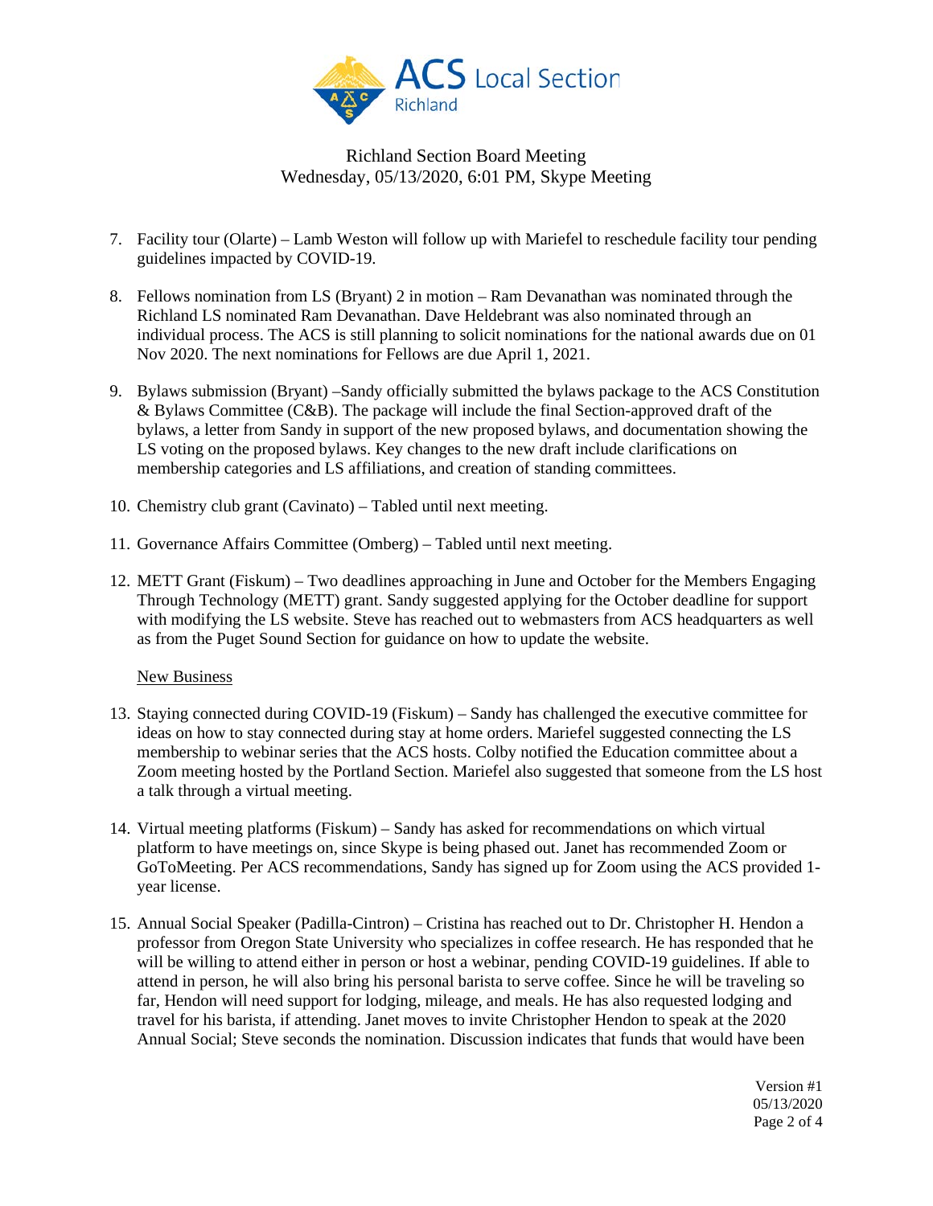Richland Section Board Meeting
Wednesday, 05/13/2020, 6:01 PM, Skype Meeting

7. Facility tour (Olarte) – Lamb Weston will follow up with Mariefel to reschedule facility tour pending guidelines impacted by COVID-19.

8. Fellows nomination from LS (Bryant) 2 in motion – Ram Devanathan was nominated through the Richland LS nominated Ram Devanathan. Dave Heldebrant was also nominated through an individual process. The ACS is still planning to solicit nominations for the national awards due on 01 Nov 2020. The next nominations for Fellows are due April 1, 2021.

9. Bylaws submission (Bryant) –Sandy officially submitted the bylaws package to the ACS Constitution & Bylaws Committee (C&B). The package will include the final Section-approved draft of the bylaws, a letter from Sandy in support of the new proposed bylaws, and documentation showing the LS voting on the proposed bylaws. Key changes to the new draft include clarifications on membership categories and LS affiliations, and creation of standing committees.

10. Chemistry club grant (Cavinato) – Tabled until next meeting.

11. Governance Affairs Committee (Omberg) – Tabled until next meeting.

12. METT Grant (Fiskum) – Two deadlines approaching in June and October for the Members Engaging Through Technology (METT) grant. Sandy suggested applying for the October deadline for support with modifying the LS website. Steve has reached out to webmasters from ACS headquarters as well as from the Puget Sound Section for guidance on how to update the website.

New Business

13. Staying connected during COVID-19 (Fiskum) – Sandy has challenged the executive committee for ideas on how to stay connected during stay at home orders. Mariefel suggested connecting the LS membership to webinar series that the ACS hosts. Colby notified the Education committee about a Zoom meeting hosted by the Portland Section. Mariefel also suggested that someone from the LS host a talk through a virtual meeting.

14. Virtual meeting platforms (Fiskum) – Sandy has asked for recommendations on which virtual platform to have meetings on, since Skype is being phased out. Janet has recommended Zoom or GoToMeeting. Per ACS recommendations, Sandy has signed up for Zoom using the ACS provided 1-year license.

15. Annual Social Speaker (Padilla-Cintron) – Cristina has reached out to Dr. Christopher H. Hendon a professor from Oregon State University who specializes in coffee research. He has responded that he will be willing to attend either in person or host a webinar, pending COVID-19 guidelines. If able to attend in person, he will also bring his personal barista to serve coffee. Since he will be traveling so far, Hendon will need support for lodging, mileage, and meals. He has also requested lodging and travel for his barista, if attending. Janet moves to invite Christopher Hendon to speak at the 2020 Annual Social; Steve seconds the nomination. Discussion indicates that funds that would have been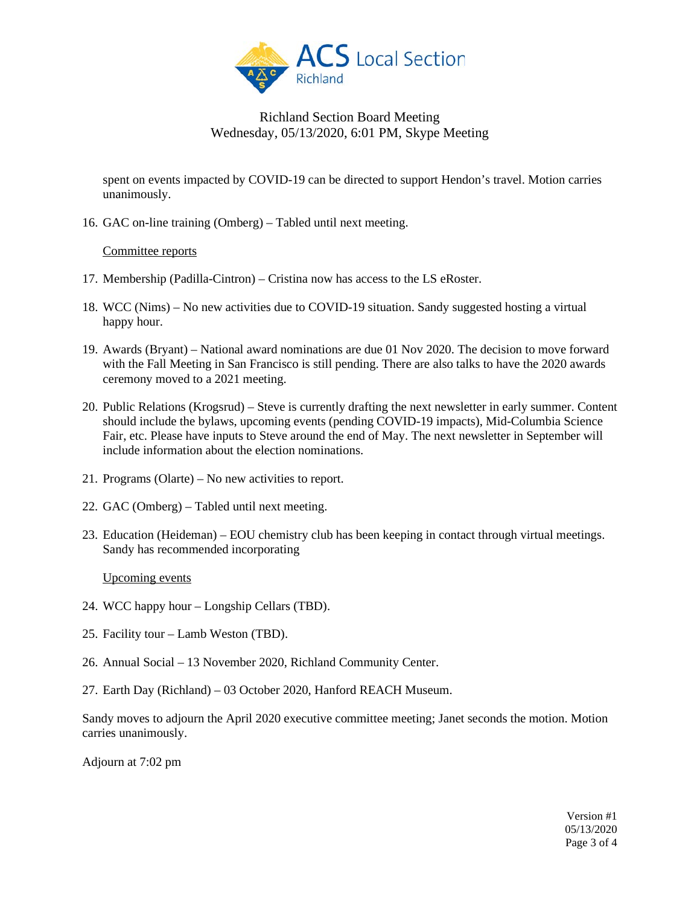spent on events impacted by COVID-19 can be directed to support Hendon's travel. Motion carries unanimously.

16. GAC on-line training (Omberg) – Tabled until next meeting.

<u>Committee reports</u>

17. Membership (Padilla-Cintron) – Cristina now has access to the LS eRoster.
18. WCC (Nims) – No new activities due to COVID-19 situation. Sandy suggested hosting a virtual happy hour.
19. Awards (Bryant) – National award nominations are due 01 Nov 2020. The decision to move forward with the Fall Meeting in San Francisco is still pending. There are also talks to have the 2020 awards ceremony moved to a 2021 meeting.
20. Public Relations (Krogsrud) – Steve is currently drafting the next newsletter in early summer. Content should include the bylaws, upcoming events (pending COVID-19 impacts), Mid-Columbia Science Fair, etc. Please have inputs to Steve around the end of May. The next newsletter in September will include information about the election nominations.
21. Programs (Olarte) – No new activities to report.
22. GAC (Omberg) – Tabled until next meeting.
23. Education (Heideman) – EOU chemistry club has been keeping in contact through virtual meetings. Sandy has recommended incorporating

<u>Upcoming events</u>

24. WCC happy hour – Longship Cellars (TBD).
25. Facility tour – Lamb Weston (TBD).
26. Annual Social – 13 November 2020, Richland Community Center.
27. Earth Day (Richland) – 03 October 2020, Hanford REACH Museum.

Sandy moves to adjourn the April 2020 executive committee meeting; Janet seconds the motion. Motion carries unanimously.

Adjourn at 7:02 pm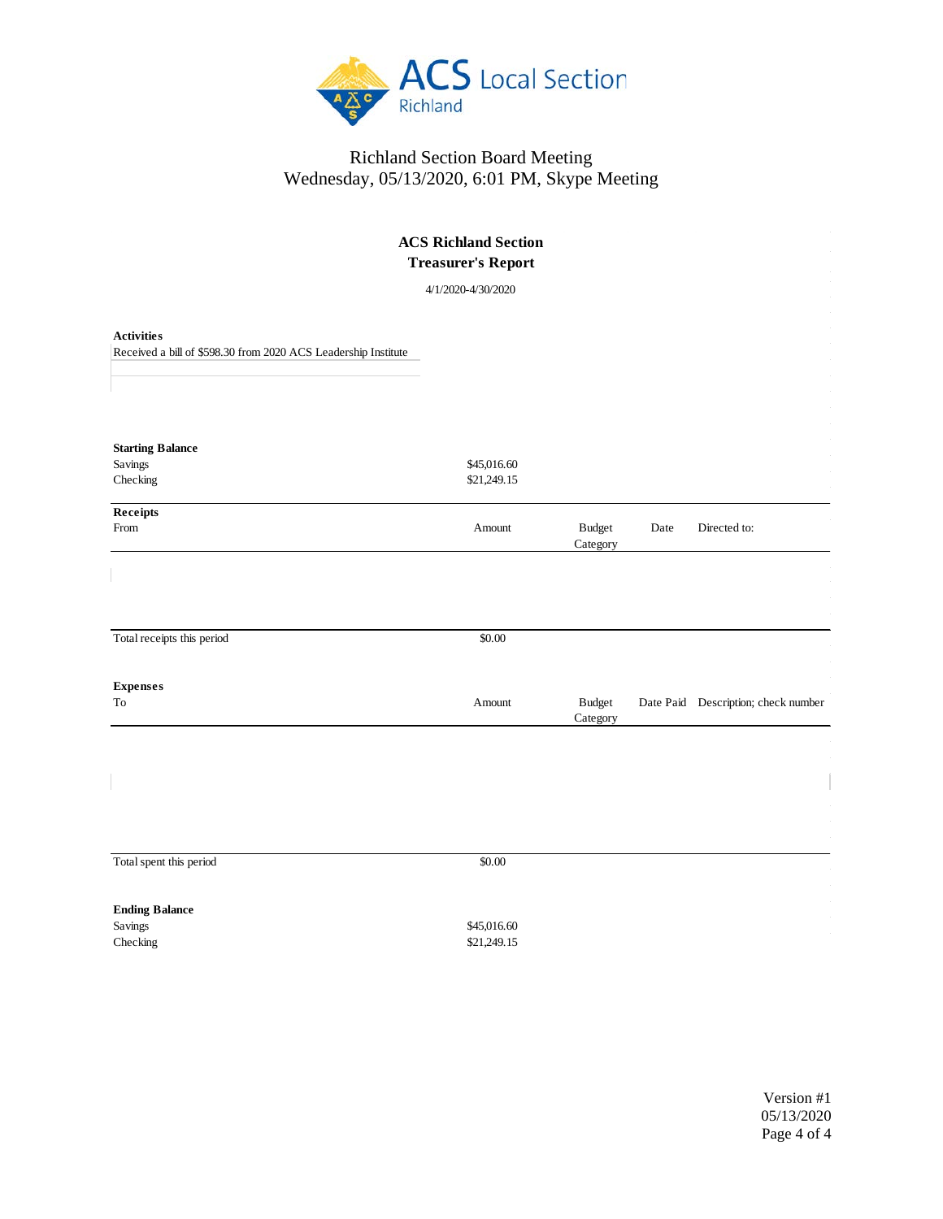Richland Section Board Meeting
Wednesday, 05/13/2020, 6:01 PM, Skype Meeting

## ACS Richland Section
## Treasurer's Report

4/1/2020-4/30/2020

**Activities**

Received a bill of $598.30 from 2020 ACS Leadership Institute

**Starting Balance**

| | |
|---|---|
| Savings | $45,016.60 |
| Checking | $21,249.15 |

**Receipts**

| From | Amount | Budget Category | Date | Directed to: |
|---|---|---|---|---|
| Total receipts this period | $0.00 | | | |

**Expenses**

| To | Amount | Budget Category | Date Paid | Description; check number |
|---|---|---|---|---|
| Total spent this period | $0.00 | | | |

**Ending Balance**

| | |
|---|---|
| Savings | $45,016.60 |
| Checking | $21,249.15 |

Version #1
05/13/2020